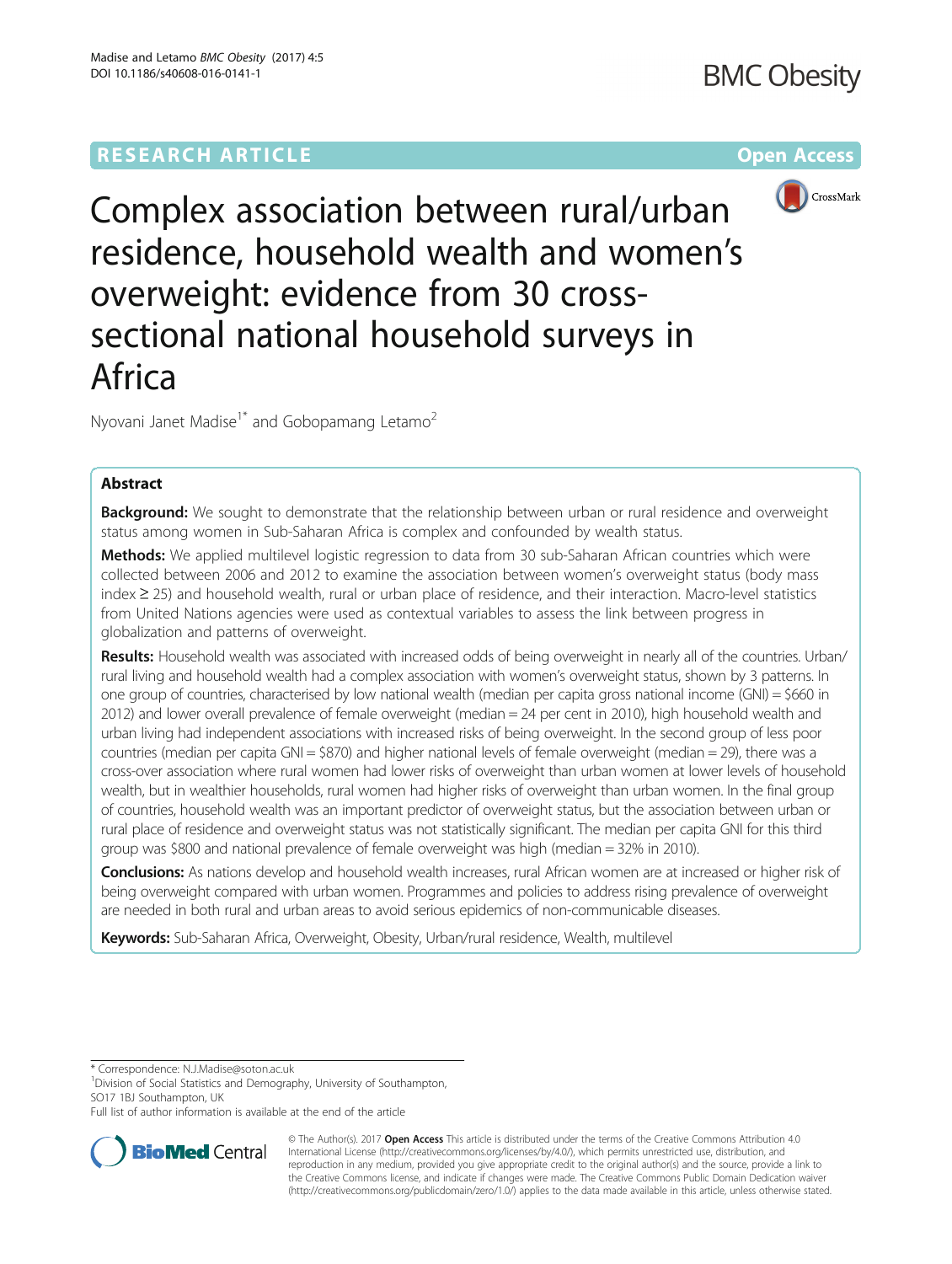RESEARCH ARTICLE

Open Access

# Complex association between rural/urban residence, household wealth and women's overweight: evidence from 30 cross-sectional national household surveys in Africa

Nyovani Janet Madise[1*] and Gobopamang Letamo[2]

## Abstract

**Background:** We sought to demonstrate that the relationship between urban or rural residence and overweight status among women in Sub-Saharan Africa is complex and confounded by wealth status.

**Methods:** We applied multilevel logistic regression to data from 30 sub-Saharan African countries which were collected between 2006 and 2012 to examine the association between women's overweight status (body mass index ≥ 25) and household wealth, rural or urban place of residence, and their interaction. Macro-level statistics from United Nations agencies were used as contextual variables to assess the link between progress in globalization and patterns of overweight.

**Results:** Household wealth was associated with increased odds of being overweight in nearly all of the countries. Urban/rural living and household wealth had a complex association with women's overweight status, shown by 3 patterns. In one group of countries, characterised by low national wealth (median per capita gross national income (GNI) = \$660 in 2012) and lower overall prevalence of female overweight (median = 24 per cent in 2010), high household wealth and urban living had independent associations with increased risks of being overweight. In the second group of less poor countries (median per capita GNI = \$870) and higher national levels of female overweight (median = 29), there was a cross-over association where rural women had lower risks of overweight than urban women at lower levels of household wealth, but in wealthier households, rural women had higher risks of overweight than urban women. In the final group of countries, household wealth was an important predictor of overweight status, but the association between urban or rural place of residence and overweight status was not statistically significant. The median per capita GNI for this third group was \$800 and national prevalence of female overweight was high (median = 32% in 2010).

**Conclusions:** As nations develop and household wealth increases, rural African women are at increased or higher risk of being overweight compared with urban women. Programmes and policies to address rising prevalence of overweight are needed in both rural and urban areas to avoid serious epidemics of non-communicable diseases.

**Keywords:** Sub-Saharan Africa, Overweight, Obesity, Urban/rural residence, Wealth, multilevel

---

\* Correspondence: N.J.Madise@soton.ac.uk

[1]Division of Social Statistics and Demography, University of Southampton, SO17 1BJ Southampton, UK

Full list of author information is available at the end of the article

© The Author(s). 2017 **Open Access** This article is distributed under the terms of the Creative Commons Attribution 4.0 International License (http://creativecommons.org/licenses/by/4.0/), which permits unrestricted use, distribution, and reproduction in any medium, provided you give appropriate credit to the original author(s) and the source, provide a link to the Creative Commons license, and indicate if changes were made. The Creative Commons Public Domain Dedication waiver (http://creativecommons.org/publicdomain/zero/1.0/) applies to the data made available in this article, unless otherwise stated.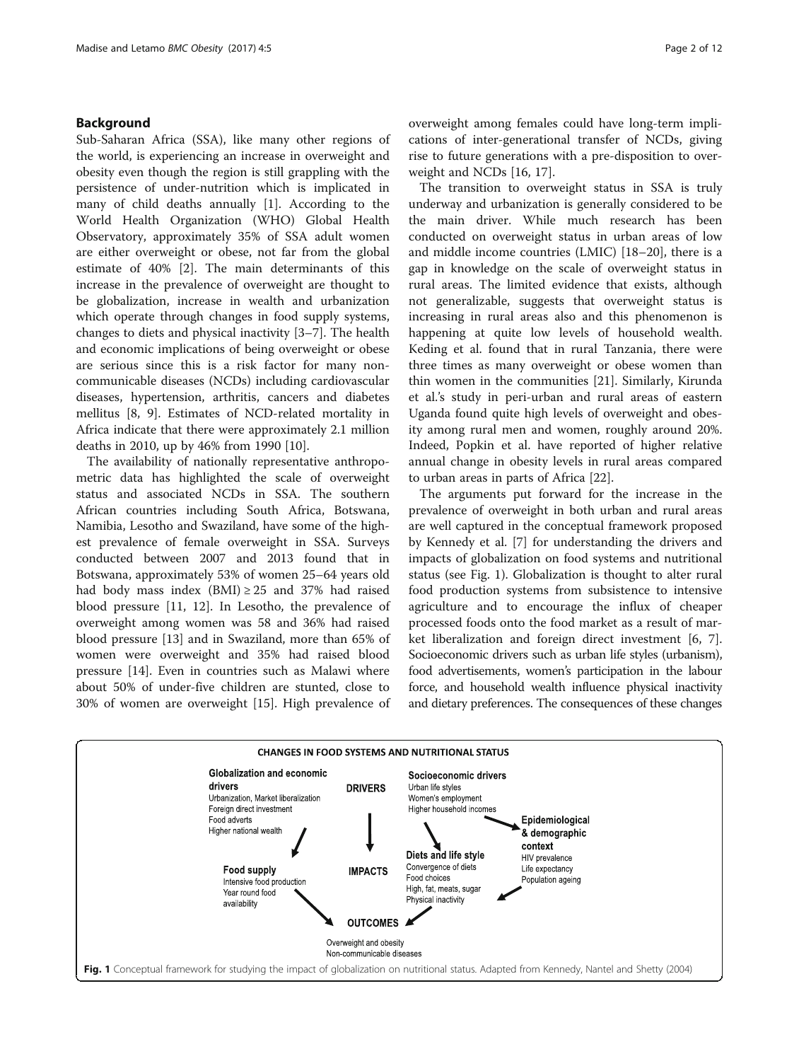## Background

Sub-Saharan Africa (SSA), like many other regions of the world, is experiencing an increase in overweight and obesity even though the region is still grappling with the persistence of under-nutrition which is implicated in many of child deaths annually [1]. According to the World Health Organization (WHO) Global Health Observatory, approximately 35% of SSA adult women are either overweight or obese, not far from the global estimate of 40% [2]. The main determinants of this increase in the prevalence of overweight are thought to be globalization, increase in wealth and urbanization which operate through changes in food supply systems, changes to diets and physical inactivity [3–7]. The health and economic implications of being overweight or obese are serious since this is a risk factor for many non-communicable diseases (NCDs) including cardiovascular diseases, hypertension, arthritis, cancers and diabetes mellitus [8, 9]. Estimates of NCD-related mortality in Africa indicate that there were approximately 2.1 million deaths in 2010, up by 46% from 1990 [10].

The availability of nationally representative anthropometric data has highlighted the scale of overweight status and associated NCDs in SSA. The southern African countries including South Africa, Botswana, Namibia, Lesotho and Swaziland, have some of the highest prevalence of female overweight in SSA. Surveys conducted between 2007 and 2013 found that in Botswana, approximately 53% of women 25–64 years old had body mass index (BMI) ≥ 25 and 37% had raised blood pressure [11, 12]. In Lesotho, the prevalence of overweight among women was 58 and 36% had raised blood pressure [13] and in Swaziland, more than 65% of women were overweight and 35% had raised blood pressure [14]. Even in countries such as Malawi where about 50% of under-five children are stunted, close to 30% of women are overweight [15]. High prevalence of overweight among females could have long-term implications of inter-generational transfer of NCDs, giving rise to future generations with a pre-disposition to overweight and NCDs [16, 17].

The transition to overweight status in SSA is truly underway and urbanization is generally considered to be the main driver. While much research has been conducted on overweight status in urban areas of low and middle income countries (LMIC) [18–20], there is a gap in knowledge on the scale of overweight status in rural areas. The limited evidence that exists, although not generalizable, suggests that overweight status is increasing in rural areas also and this phenomenon is happening at quite low levels of household wealth. Keding et al. found that in rural Tanzania, there were three times as many overweight or obese women than thin women in the communities [21]. Similarly, Kirunda et al.'s study in peri-urban and rural areas of eastern Uganda found quite high levels of overweight and obesity among rural men and women, roughly around 20%. Indeed, Popkin et al. have reported of higher relative annual change in obesity levels in rural areas compared to urban areas in parts of Africa [22].

The arguments put forward for the increase in the prevalence of overweight in both urban and rural areas are well captured in the conceptual framework proposed by Kennedy et al. [7] for understanding the drivers and impacts of globalization on food systems and nutritional status (see Fig. 1). Globalization is thought to alter rural food production systems from subsistence to intensive agriculture and to encourage the influx of cheaper processed foods onto the food market as a result of market liberalization and foreign direct investment [6, 7]. Socioeconomic drivers such as urban life styles (urbanism), food advertisements, women's participation in the labour force, and household wealth influence physical inactivity and dietary preferences. The consequences of these changes

**Fig. 1** Conceptual framework for studying the impact of globalization on nutritional status. Adapted from Kennedy, Nantel and Shetty (2004)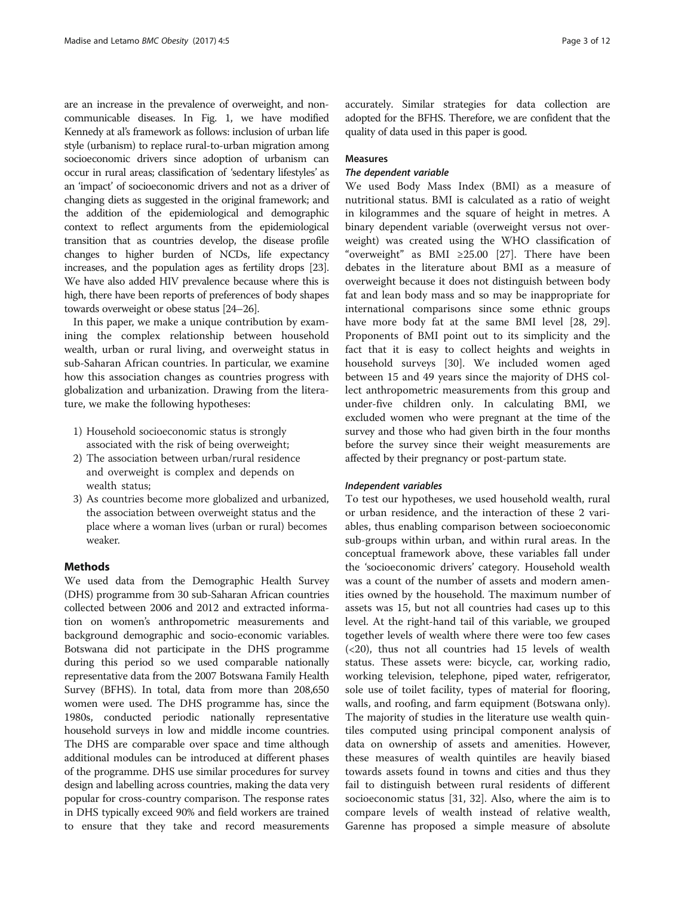are an increase in the prevalence of overweight, and non-communicable diseases. In Fig. 1, we have modified Kennedy at al's framework as follows: inclusion of urban life style (urbanism) to replace rural-to-urban migration among socioeconomic drivers since adoption of urbanism can occur in rural areas; classification of 'sedentary lifestyles' as an 'impact' of socioeconomic drivers and not as a driver of changing diets as suggested in the original framework; and the addition of the epidemiological and demographic context to reflect arguments from the epidemiological transition that as countries develop, the disease profile changes to higher burden of NCDs, life expectancy increases, and the population ages as fertility drops [23]. We have also added HIV prevalence because where this is high, there have been reports of preferences of body shapes towards overweight or obese status [24–26].

In this paper, we make a unique contribution by examining the complex relationship between household wealth, urban or rural living, and overweight status in sub-Saharan African countries. In particular, we examine how this association changes as countries progress with globalization and urbanization. Drawing from the literature, we make the following hypotheses:

1) Household socioeconomic status is strongly associated with the risk of being overweight;
2) The association between urban/rural residence and overweight is complex and depends on wealth status;
3) As countries become more globalized and urbanized, the association between overweight status and the place where a woman lives (urban or rural) becomes weaker.

## Methods

We used data from the Demographic Health Survey (DHS) programme from 30 sub-Saharan African countries collected between 2006 and 2012 and extracted information on women's anthropometric measurements and background demographic and socio-economic variables. Botswana did not participate in the DHS programme during this period so we used comparable nationally representative data from the 2007 Botswana Family Health Survey (BFHS). In total, data from more than 208,650 women were used. The DHS programme has, since the 1980s, conducted periodic nationally representative household surveys in low and middle income countries. The DHS are comparable over space and time although additional modules can be introduced at different phases of the programme. DHS use similar procedures for survey design and labelling across countries, making the data very popular for cross-country comparison. The response rates in DHS typically exceed 90% and field workers are trained to ensure that they take and record measurements accurately. Similar strategies for data collection are adopted for the BFHS. Therefore, we are confident that the quality of data used in this paper is good.

### Measures

#### *The dependent variable*

We used Body Mass Index (BMI) as a measure of nutritional status. BMI is calculated as a ratio of weight in kilogrammes and the square of height in metres. A binary dependent variable (overweight versus not overweight) was created using the WHO classification of "overweight" as BMI $\geq$25.00 [27]. There have been debates in the literature about BMI as a measure of overweight because it does not distinguish between body fat and lean body mass and so may be inappropriate for international comparisons since some ethnic groups have more body fat at the same BMI level [28, 29]. Proponents of BMI point out to its simplicity and the fact that it is easy to collect heights and weights in household surveys [30]. We included women aged between 15 and 49 years since the majority of DHS collect anthropometric measurements from this group and under-five children only. In calculating BMI, we excluded women who were pregnant at the time of the survey and those who had given birth in the four months before the survey since their weight measurements are affected by their pregnancy or post-partum state.

#### *Independent variables*

To test our hypotheses, we used household wealth, rural or urban residence, and the interaction of these 2 variables, thus enabling comparison between socioeconomic sub-groups within urban, and within rural areas. In the conceptual framework above, these variables fall under the 'socioeconomic drivers' category. Household wealth was a count of the number of assets and modern amenities owned by the household. The maximum number of assets was 15, but not all countries had cases up to this level. At the right-hand tail of this variable, we grouped together levels of wealth where there were too few cases (<20), thus not all countries had 15 levels of wealth status. These assets were: bicycle, car, working radio, working television, telephone, piped water, refrigerator, sole use of toilet facility, types of material for flooring, walls, and roofing, and farm equipment (Botswana only). The majority of studies in the literature use wealth quintiles computed using principal component analysis of data on ownership of assets and amenities. However, these measures of wealth quintiles are heavily biased towards assets found in towns and cities and thus they fail to distinguish between rural residents of different socioeconomic status [31, 32]. Also, where the aim is to compare levels of wealth instead of relative wealth, Garenne has proposed a simple measure of absolute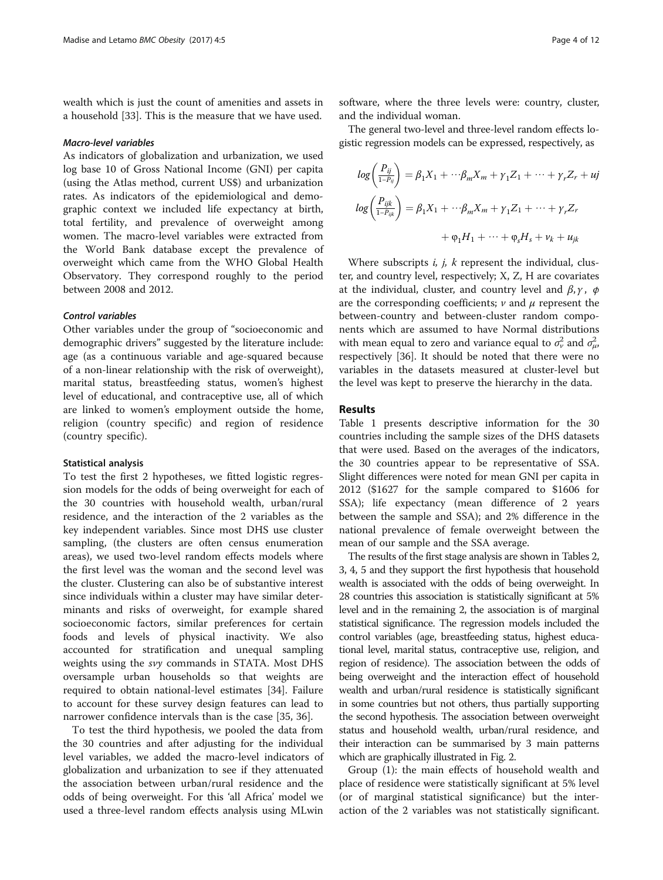wealth which is just the count of amenities and assets in a household [33]. This is the measure that we have used.

#### Macro-level variables

As indicators of globalization and urbanization, we used log base 10 of Gross National Income (GNI) per capita (using the Atlas method, current US$) and urbanization rates. As indicators of the epidemiological and demographic context we included life expectancy at birth, total fertility, and prevalence of overweight among women. The macro-level variables were extracted from the World Bank database except the prevalence of overweight which came from the WHO Global Health Observatory. They correspond roughly to the period between 2008 and 2012.

#### Control variables

Other variables under the group of "socioeconomic and demographic drivers" suggested by the literature include: age (as a continuous variable and age-squared because of a non-linear relationship with the risk of overweight), marital status, breastfeeding status, women's highest level of educational, and contraceptive use, all of which are linked to women's employment outside the home, religion (country specific) and region of residence (country specific).

### Statistical analysis

To test the first 2 hypotheses, we fitted logistic regression models for the odds of being overweight for each of the 30 countries with household wealth, urban/rural residence, and the interaction of the 2 variables as the key independent variables. Since most DHS use cluster sampling, (the clusters are often census enumeration areas), we used two-level random effects models where the first level was the woman and the second level was the cluster. Clustering can also be of substantive interest since individuals within a cluster may have similar determinants and risks of overweight, for example shared socioeconomic factors, similar preferences for certain foods and levels of physical inactivity. We also accounted for stratification and unequal sampling weights using the *svy* commands in STATA. Most DHS oversample urban households so that weights are required to obtain national-level estimates [34]. Failure to account for these survey design features can lead to narrower confidence intervals than is the case [35, 36].

To test the third hypothesis, we pooled the data from the 30 countries and after adjusting for the individual level variables, we added the macro-level indicators of globalization and urbanization to see if they attenuated the association between urban/rural residence and the odds of being overweight. For this 'all Africa' model we used a three-level random effects analysis using MLwin software, where the three levels were: country, cluster, and the individual woman.

The general two-level and three-level random effects logistic regression models can be expressed, respectively, as

$$log\left(\frac{P_{ij}}{1-P_{ij}}\right) = \beta_1 X_1 + \cdots \beta_m X_m + \gamma_1 Z_1 + \cdots + \gamma_r Z_r + uj$$

$$log\left(\frac{P_{ijk}}{1-P_{ijk}}\right) = \beta_1 X_1 + \cdots \beta_m X_m + \gamma_1 Z_1 + \cdots + \gamma_r Z_r + \varphi_1 H_1 + \cdots + \varphi_s H_s + v_k + u_{jk}$$

Where subscripts *i, j, k* represent the individual, cluster, and country level, respectively; X, Z, H are covariates at the individual, cluster, and country level and $\beta, \gamma, \phi$ are the corresponding coefficients; $\nu$ and $\mu$ represent the between-country and between-cluster random components which are assumed to have Normal distributions with mean equal to zero and variance equal to $\sigma_\nu^2$ and $\sigma_\mu^2$, respectively [36]. It should be noted that there were no variables in the datasets measured at cluster-level but the level was kept to preserve the hierarchy in the data.

## Results

Table 1 presents descriptive information for the 30 countries including the sample sizes of the DHS datasets that were used. Based on the averages of the indicators, the 30 countries appear to be representative of SSA. Slight differences were noted for mean GNI per capita in 2012 ($1627 for the sample compared to $1606 for SSA); life expectancy (mean difference of 2 years between the sample and SSA); and 2% difference in the national prevalence of female overweight between the mean of our sample and the SSA average.

The results of the first stage analysis are shown in Tables 2, 3, 4, 5 and they support the first hypothesis that household wealth is associated with the odds of being overweight. In 28 countries this association is statistically significant at 5% level and in the remaining 2, the association is of marginal statistical significance. The regression models included the control variables (age, breastfeeding status, highest educational level, marital status, contraceptive use, religion, and region of residence). The association between the odds of being overweight and the interaction effect of household wealth and urban/rural residence is statistically significant in some countries but not others, thus partially supporting the second hypothesis. The association between overweight status and household wealth, urban/rural residence, and their interaction can be summarised by 3 main patterns which are graphically illustrated in Fig. 2.

Group (1): the main effects of household wealth and place of residence were statistically significant at 5% level (or of marginal statistical significance) but the interaction of the 2 variables was not statistically significant.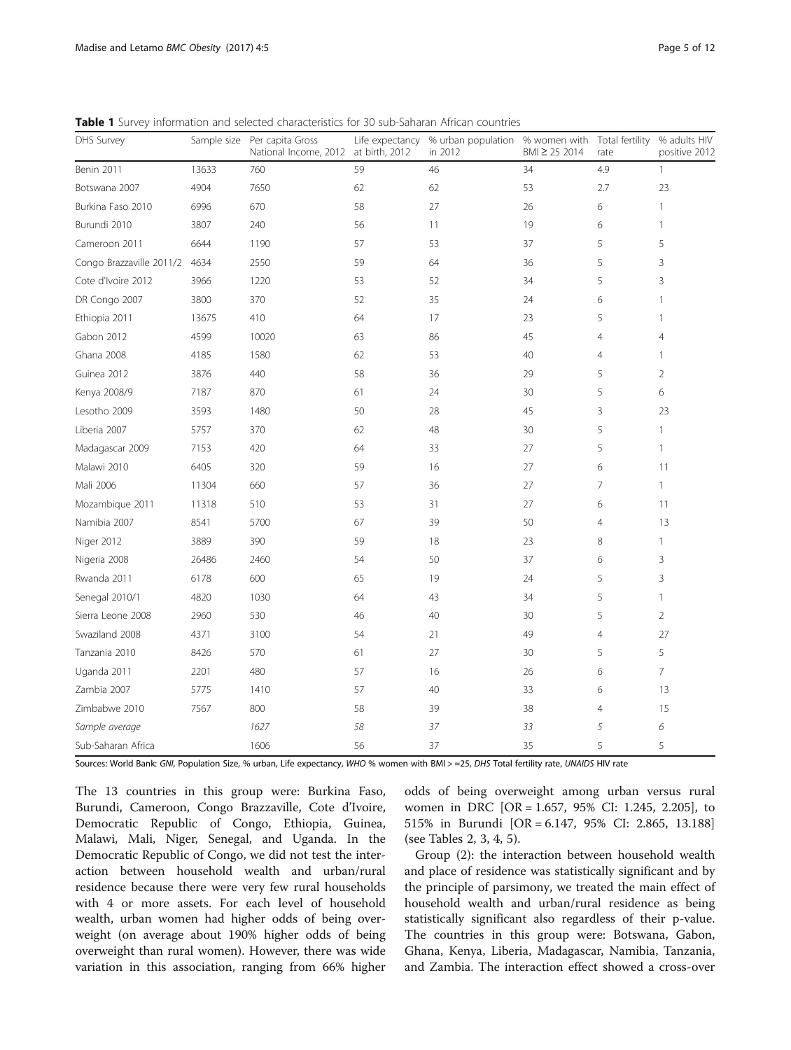**Table 1** Survey information and selected characteristics for 30 sub-Saharan African countries

| DHS Survey | Sample size | Per capita Gross National Income, 2012 | Life expectancy at birth, 2012 | % urban population in 2012 | % women with BMI ≥ 25 2014 | Total fertility rate | % adults HIV positive 2012 |
|---|---|---|---|---|---|---|---|
| Benin 2011 | 13633 | 760 | 59 | 46 | 34 | 4.9 | 1 |
| Botswana 2007 | 4904 | 7650 | 62 | 62 | 53 | 2.7 | 23 |
| Burkina Faso 2010 | 6996 | 670 | 58 | 27 | 26 | 6 | 1 |
| Burundi 2010 | 3807 | 240 | 56 | 11 | 19 | 6 | 1 |
| Cameroon 2011 | 6644 | 1190 | 57 | 53 | 37 | 5 | 5 |
| Congo Brazzaville 2011/2 | 4634 | 2550 | 59 | 64 | 36 | 5 | 3 |
| Cote d'Ivoire 2012 | 3966 | 1220 | 53 | 52 | 34 | 5 | 3 |
| DR Congo 2007 | 3800 | 370 | 52 | 35 | 24 | 6 | 1 |
| Ethiopia 2011 | 13675 | 410 | 64 | 17 | 23 | 5 | 1 |
| Gabon 2012 | 4599 | 10020 | 63 | 86 | 45 | 4 | 4 |
| Ghana 2008 | 4185 | 1580 | 62 | 53 | 40 | 4 | 1 |
| Guinea 2012 | 3876 | 440 | 58 | 36 | 29 | 5 | 2 |
| Kenya 2008/9 | 7187 | 870 | 61 | 24 | 30 | 5 | 6 |
| Lesotho 2009 | 3593 | 1480 | 50 | 28 | 45 | 3 | 23 |
| Liberia 2007 | 5757 | 370 | 62 | 48 | 30 | 5 | 1 |
| Madagascar 2009 | 7153 | 420 | 64 | 33 | 27 | 5 | 1 |
| Malawi 2010 | 6405 | 320 | 59 | 16 | 27 | 6 | 11 |
| Mali 2006 | 11304 | 660 | 57 | 36 | 27 | 7 | 1 |
| Mozambique 2011 | 11318 | 510 | 53 | 31 | 27 | 6 | 11 |
| Namibia 2007 | 8541 | 5700 | 67 | 39 | 50 | 4 | 13 |
| Niger 2012 | 3889 | 390 | 59 | 18 | 23 | 8 | 1 |
| Nigeria 2008 | 26486 | 2460 | 54 | 50 | 37 | 6 | 3 |
| Rwanda 2011 | 6178 | 600 | 65 | 19 | 24 | 5 | 3 |
| Senegal 2010/1 | 4820 | 1030 | 64 | 43 | 34 | 5 | 1 |
| Sierra Leone 2008 | 2960 | 530 | 46 | 40 | 30 | 5 | 2 |
| Swaziland 2008 | 4371 | 3100 | 54 | 21 | 49 | 4 | 27 |
| Tanzania 2010 | 8426 | 570 | 61 | 27 | 30 | 5 | 5 |
| Uganda 2011 | 2201 | 480 | 57 | 16 | 26 | 6 | 7 |
| Zambia 2007 | 5775 | 1410 | 57 | 40 | 33 | 6 | 13 |
| Zimbabwe 2010 | 7567 | 800 | 58 | 39 | 38 | 4 | 15 |
| *Sample average* | | *1627* | *58* | *37* | *33* | *5* | *6* |
| Sub-Saharan Africa | | 1606 | 56 | 37 | 35 | 5 | 5 |

Sources: World Bank: *GNI*, Population Size, % urban, Life expectancy, *WHO* % women with BMI > =25, *DHS* Total fertility rate, *UNAIDS* HIV rate

The 13 countries in this group were: Burkina Faso, Burundi, Cameroon, Congo Brazzaville, Cote d'Ivoire, Democratic Republic of Congo, Ethiopia, Guinea, Malawi, Mali, Niger, Senegal, and Uganda. In the Democratic Republic of Congo, we did not test the interaction between household wealth and urban/rural residence because there were very few rural households with 4 or more assets. For each level of household wealth, urban women had higher odds of being overweight (on average about 190% higher odds of being overweight than rural women). However, there was wide variation in this association, ranging from 66% higher odds of being overweight among urban versus rural women in DRC [OR = 1.657, 95% CI: 1.245, 2.205], to 515% in Burundi [OR = 6.147, 95% CI: 2.865, 13.188] (see Tables 2, 3, 4, 5).

Group (2): the interaction between household wealth and place of residence was statistically significant and by the principle of parsimony, we treated the main effect of household wealth and urban/rural residence as being statistically significant also regardless of their p-value. The countries in this group were: Botswana, Gabon, Ghana, Kenya, Liberia, Madagascar, Namibia, Tanzania, and Zambia. The interaction effect showed a cross-over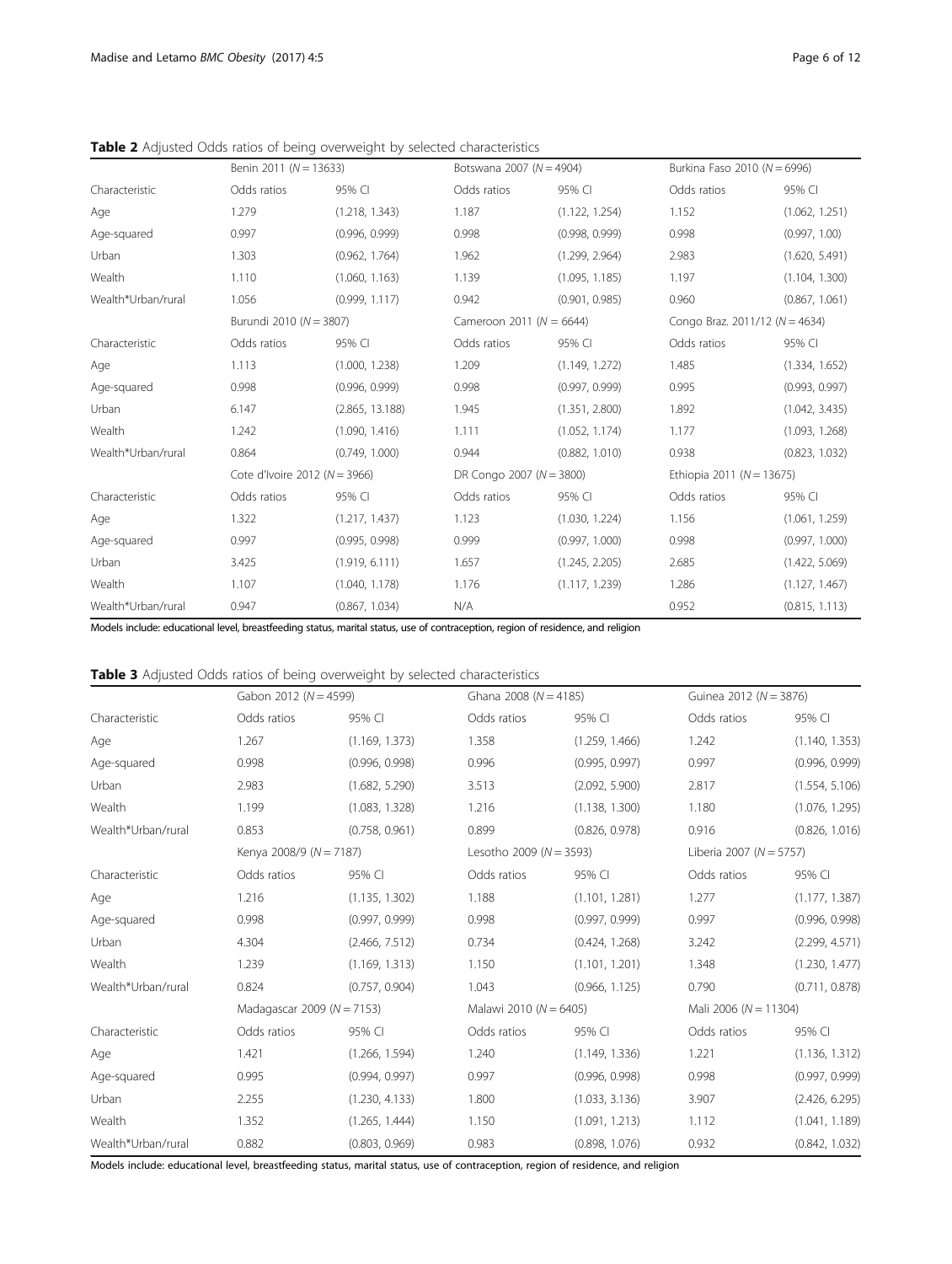**Table 2** Adjusted Odds ratios of being overweight by selected characteristics

| | Benin 2011 ($N = 13633$) | | Botswana 2007 ($N = 4904$) | | Burkina Faso 2010 ($N = 6996$) | |
|---|---|---|---|---|---|---|
| Characteristic | Odds ratios | 95% CI | Odds ratios | 95% CI | Odds ratios | 95% CI |
| Age | 1.279 | (1.218, 1.343) | 1.187 | (1.122, 1.254) | 1.152 | (1.062, 1.251) |
| Age-squared | 0.997 | (0.996, 0.999) | 0.998 | (0.998, 0.999) | 0.998 | (0.997, 1.00) |
| Urban | 1.303 | (0.962, 1.764) | 1.962 | (1.299, 2.964) | 2.983 | (1.620, 5.491) |
| Wealth | 1.110 | (1.060, 1.163) | 1.139 | (1.095, 1.185) | 1.197 | (1.104, 1.300) |
| Wealth*Urban/rural | 1.056 | (0.999, 1.117) | 0.942 | (0.901, 0.985) | 0.960 | (0.867, 1.061) |
| | Burundi 2010 ($N = 3807$) | | Cameroon 2011 ($N = 6644$) | | Congo Braz. 2011/12 ($N = 4634$) | |
| Characteristic | Odds ratios | 95% CI | Odds ratios | 95% CI | Odds ratios | 95% CI |
| Age | 1.113 | (1.000, 1.238) | 1.209 | (1.149, 1.272) | 1.485 | (1.334, 1.652) |
| Age-squared | 0.998 | (0.996, 0.999) | 0.998 | (0.997, 0.999) | 0.995 | (0.993, 0.997) |
| Urban | 6.147 | (2.865, 13.188) | 1.945 | (1.351, 2.800) | 1.892 | (1.042, 3.435) |
| Wealth | 1.242 | (1.090, 1.416) | 1.111 | (1.052, 1.174) | 1.177 | (1.093, 1.268) |
| Wealth*Urban/rural | 0.864 | (0.749, 1.000) | 0.944 | (0.882, 1.010) | 0.938 | (0.823, 1.032) |
| | Cote d'Ivoire 2012 ($N = 3966$) | | DR Congo 2007 ($N = 3800$) | | Ethiopia 2011 ($N = 13675$) | |
| Characteristic | Odds ratios | 95% CI | Odds ratios | 95% CI | Odds ratios | 95% CI |
| Age | 1.322 | (1.217, 1.437) | 1.123 | (1.030, 1.224) | 1.156 | (1.061, 1.259) |
| Age-squared | 0.997 | (0.995, 0.998) | 0.999 | (0.997, 1.000) | 0.998 | (0.997, 1.000) |
| Urban | 3.425 | (1.919, 6.111) | 1.657 | (1.245, 2.205) | 2.685 | (1.422, 5.069) |
| Wealth | 1.107 | (1.040, 1.178) | 1.176 | (1.117, 1.239) | 1.286 | (1.127, 1.467) |
| Wealth*Urban/rural | 0.947 | (0.867, 1.034) | N/A | | 0.952 | (0.815, 1.113) |

Models include: educational level, breastfeeding status, marital status, use of contraception, region of residence, and religion

**Table 3** Adjusted Odds ratios of being overweight by selected characteristics

| | Gabon 2012 ($N = 4599$) | | Ghana 2008 ($N = 4185$) | | Guinea 2012 ($N = 3876$) | |
|---|---|---|---|---|---|---|
| Characteristic | Odds ratios | 95% CI | Odds ratios | 95% CI | Odds ratios | 95% CI |
| Age | 1.267 | (1.169, 1.373) | 1.358 | (1.259, 1.466) | 1.242 | (1.140, 1.353) |
| Age-squared | 0.998 | (0.996, 0.998) | 0.996 | (0.995, 0.997) | 0.997 | (0.996, 0.999) |
| Urban | 2.983 | (1.682, 5.290) | 3.513 | (2.092, 5.900) | 2.817 | (1.554, 5.106) |
| Wealth | 1.199 | (1.083, 1.328) | 1.216 | (1.138, 1.300) | 1.180 | (1.076, 1.295) |
| Wealth*Urban/rural | 0.853 | (0.758, 0.961) | 0.899 | (0.826, 0.978) | 0.916 | (0.826, 1.016) |
| | Kenya 2008/9 ($N = 7187$) | | Lesotho 2009 ($N = 3593$) | | Liberia 2007 ($N = 5757$) | |
| Characteristic | Odds ratios | 95% CI | Odds ratios | 95% CI | Odds ratios | 95% CI |
| Age | 1.216 | (1.135, 1.302) | 1.188 | (1.101, 1.281) | 1.277 | (1.177, 1.387) |
| Age-squared | 0.998 | (0.997, 0.999) | 0.998 | (0.997, 0.999) | 0.997 | (0.996, 0.998) |
| Urban | 4.304 | (2.466, 7.512) | 0.734 | (0.424, 1.268) | 3.242 | (2.299, 4.571) |
| Wealth | 1.239 | (1.169, 1.313) | 1.150 | (1.101, 1.201) | 1.348 | (1.230, 1.477) |
| Wealth*Urban/rural | 0.824 | (0.757, 0.904) | 1.043 | (0.966, 1.125) | 0.790 | (0.711, 0.878) |
| | Madagascar 2009 ($N = 7153$) | | Malawi 2010 ($N = 6405$) | | Mali 2006 ($N = 11304$) | |
| Characteristic | Odds ratios | 95% CI | Odds ratios | 95% CI | Odds ratios | 95% CI |
| Age | 1.421 | (1.266, 1.594) | 1.240 | (1.149, 1.336) | 1.221 | (1.136, 1.312) |
| Age-squared | 0.995 | (0.994, 0.997) | 0.997 | (0.996, 0.998) | 0.998 | (0.997, 0.999) |
| Urban | 2.255 | (1.230, 4.133) | 1.800 | (1.033, 3.136) | 3.907 | (2.426, 6.295) |
| Wealth | 1.352 | (1.265, 1.444) | 1.150 | (1.091, 1.213) | 1.112 | (1.041, 1.189) |
| Wealth*Urban/rural | 0.882 | (0.803, 0.969) | 0.983 | (0.898, 1.076) | 0.932 | (0.842, 1.032) |

Models include: educational level, breastfeeding status, marital status, use of contraception, region of residence, and religion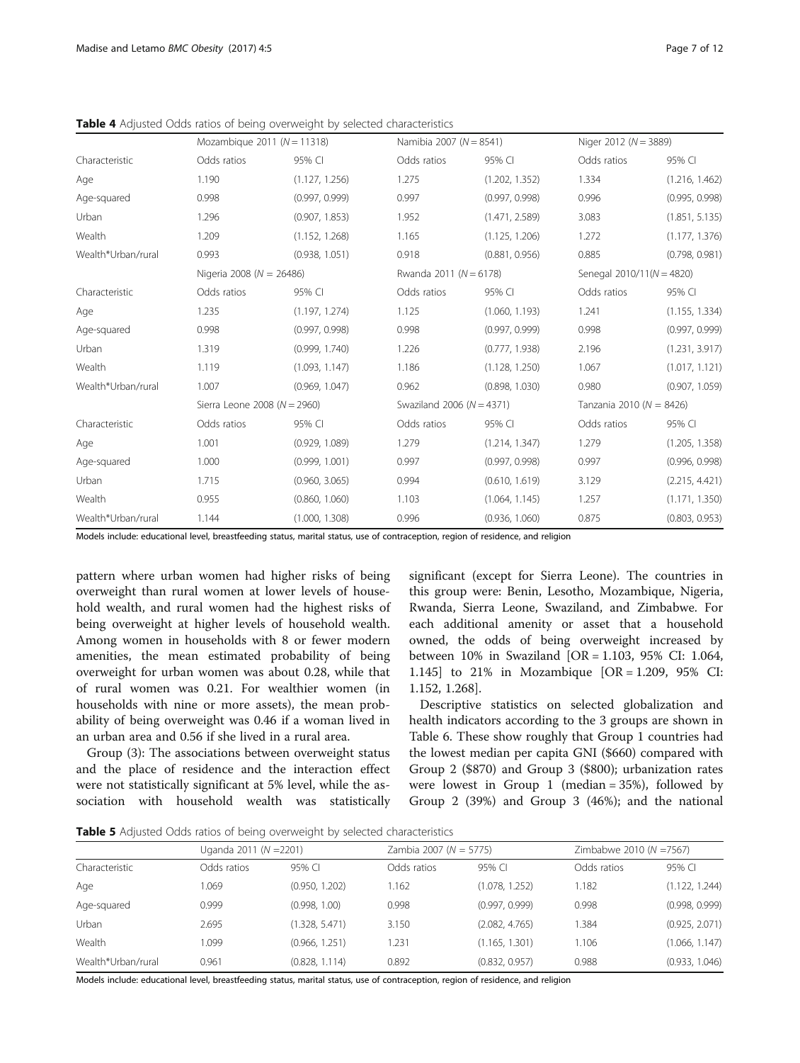**Table 4** Adjusted Odds ratios of being overweight by selected characteristics

| | Mozambique 2011 (N = 11318) | | Namibia 2007 (N = 8541) | | Niger 2012 (N = 3889) | |
|---|---|---|---|---|---|---|
| Characteristic | Odds ratios | 95% CI | Odds ratios | 95% CI | Odds ratios | 95% CI |
| Age | 1.190 | (1.127, 1.256) | 1.275 | (1.202, 1.352) | 1.334 | (1.216, 1.462) |
| Age-squared | 0.998 | (0.997, 0.999) | 0.997 | (0.997, 0.998) | 0.996 | (0.995, 0.998) |
| Urban | 1.296 | (0.907, 1.853) | 1.952 | (1.471, 2.589) | 3.083 | (1.851, 5.135) |
| Wealth | 1.209 | (1.152, 1.268) | 1.165 | (1.125, 1.206) | 1.272 | (1.177, 1.376) |
| Wealth*Urban/rural | 0.993 | (0.938, 1.051) | 0.918 | (0.881, 0.956) | 0.885 | (0.798, 0.981) |
| | Nigeria 2008 (N = 26486) | | Rwanda 2011 (N = 6178) | | Senegal 2010/11(N = 4820) | |
| Characteristic | Odds ratios | 95% CI | Odds ratios | 95% CI | Odds ratios | 95% CI |
| Age | 1.235 | (1.197, 1.274) | 1.125 | (1.060, 1.193) | 1.241 | (1.155, 1.334) |
| Age-squared | 0.998 | (0.997, 0.998) | 0.998 | (0.997, 0.999) | 0.998 | (0.997, 0.999) |
| Urban | 1.319 | (0.999, 1.740) | 1.226 | (0.777, 1.938) | 2.196 | (1.231, 3.917) |
| Wealth | 1.119 | (1.093, 1.147) | 1.186 | (1.128, 1.250) | 1.067 | (1.017, 1.121) |
| Wealth*Urban/rural | 1.007 | (0.969, 1.047) | 0.962 | (0.898, 1.030) | 0.980 | (0.907, 1.059) |
| | Sierra Leone 2008 (N = 2960) | | Swaziland 2006 (N = 4371) | | Tanzania 2010 (N = 8426) | |
| Characteristic | Odds ratios | 95% CI | Odds ratios | 95% CI | Odds ratios | 95% CI |
| Age | 1.001 | (0.929, 1.089) | 1.279 | (1.214, 1.347) | 1.279 | (1.205, 1.358) |
| Age-squared | 1.000 | (0.999, 1.001) | 0.997 | (0.997, 0.998) | 0.997 | (0.996, 0.998) |
| Urban | 1.715 | (0.960, 3.065) | 0.994 | (0.610, 1.619) | 3.129 | (2.215, 4.421) |
| Wealth | 0.955 | (0.860, 1.060) | 1.103 | (1.064, 1.145) | 1.257 | (1.171, 1.350) |
| Wealth*Urban/rural | 1.144 | (1.000, 1.308) | 0.996 | (0.936, 1.060) | 0.875 | (0.803, 0.953) |

Models include: educational level, breastfeeding status, marital status, use of contraception, region of residence, and religion

pattern where urban women had higher risks of being overweight than rural women at lower levels of household wealth, and rural women had the highest risks of being overweight at higher levels of household wealth. Among women in households with 8 or fewer modern amenities, the mean estimated probability of being overweight for urban women was about 0.28, while that of rural women was 0.21. For wealthier women (in households with nine or more assets), the mean probability of being overweight was 0.46 if a woman lived in an urban area and 0.56 if she lived in a rural area.

Group (3): The associations between overweight status and the place of residence and the interaction effect were not statistically significant at 5% level, while the association with household wealth was statistically significant (except for Sierra Leone). The countries in this group were: Benin, Lesotho, Mozambique, Nigeria, Rwanda, Sierra Leone, Swaziland, and Zimbabwe. For each additional amenity or asset that a household owned, the odds of being overweight increased by between 10% in Swaziland [OR = 1.103, 95% CI: 1.064, 1.145] to 21% in Mozambique [OR = 1.209, 95% CI: 1.152, 1.268].

Descriptive statistics on selected globalization and health indicators according to the 3 groups are shown in Table 6. These show roughly that Group 1 countries had the lowest median per capita GNI ($660) compared with Group 2 ($870) and Group 3 ($800); urbanization rates were lowest in Group 1 (median = 35%), followed by Group 2 (39%) and Group 3 (46%); and the national

**Table 5** Adjusted Odds ratios of being overweight by selected characteristics

| | Uganda 2011 (N =2201) | | Zambia 2007 (N = 5775) | | Zimbabwe 2010 (N =7567) | |
|---|---|---|---|---|---|---|
| Characteristic | Odds ratios | 95% CI | Odds ratios | 95% CI | Odds ratios | 95% CI |
| Age | 1.069 | (0.950, 1.202) | 1.162 | (1.078, 1.252) | 1.182 | (1.122, 1.244) |
| Age-squared | 0.999 | (0.998, 1.00) | 0.998 | (0.997, 0.999) | 0.998 | (0.998, 0.999) |
| Urban | 2.695 | (1.328, 5.471) | 3.150 | (2.082, 4.765) | 1.384 | (0.925, 2.071) |
| Wealth | 1.099 | (0.966, 1.251) | 1.231 | (1.165, 1.301) | 1.106 | (1.066, 1.147) |
| Wealth*Urban/rural | 0.961 | (0.828, 1.114) | 0.892 | (0.832, 0.957) | 0.988 | (0.933, 1.046) |

Models include: educational level, breastfeeding status, marital status, use of contraception, region of residence, and religion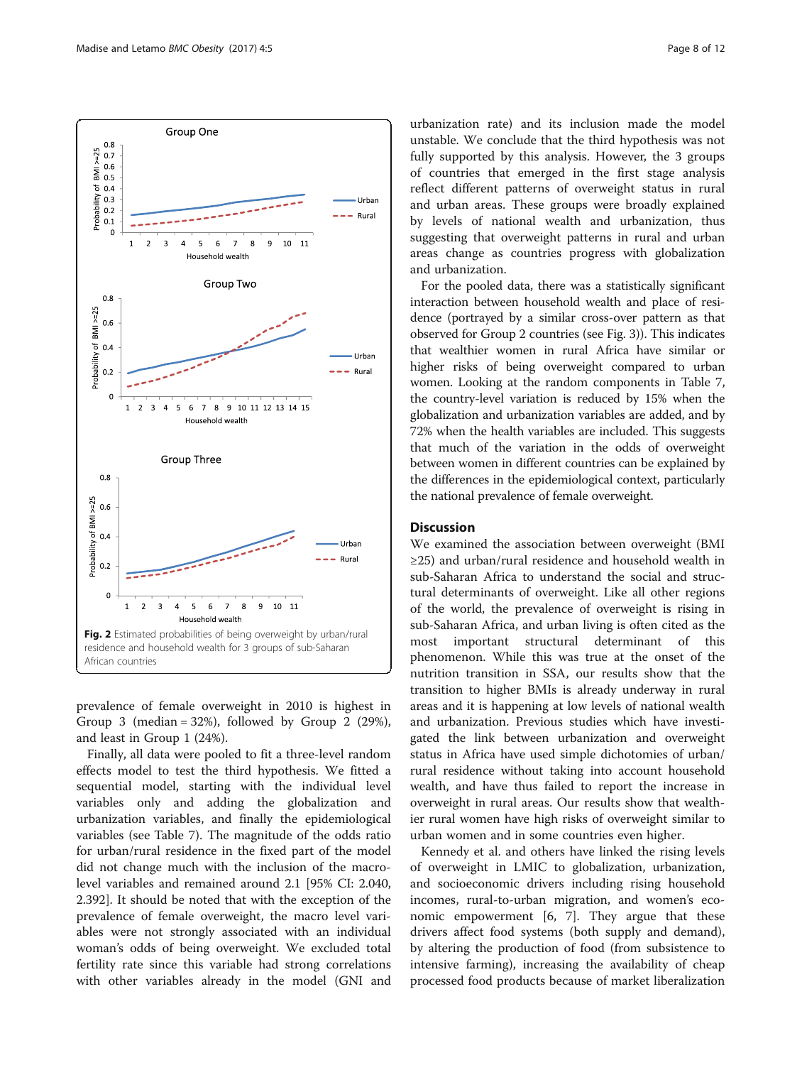Group One

0.8
0.7
0.6
0.5
0.4
0.3
0.2
0.1
0

Probability of BMI >=25

1 2 3 4 5 6 7 8 9 10 11

Household wealth

Urban
Rural

Group Two

0.8
0.6
0.4
0.2
0

Probability of BMI >=25

1 2 3 4 5 6 7 8 9 10 11 12 13 14 15

Household wealth

Urban
Rural

Group Three

0.8
0.6
0.4
0.2
0

Probability of BMI >=25

1 2 3 4 5 6 7 8 9 10 11

Household wealth

Urban
Rural

**Fig. 2** Estimated probabilities of being overweight by urban/rural residence and household wealth for 3 groups of sub-Saharan African countries

prevalence of female overweight in 2010 is highest in Group 3 (median = 32%), followed by Group 2 (29%), and least in Group 1 (24%).

Finally, all data were pooled to fit a three-level random effects model to test the third hypothesis. We fitted a sequential model, starting with the individual level variables only and adding the globalization and urbanization variables, and finally the epidemiological variables (see Table 7). The magnitude of the odds ratio for urban/rural residence in the fixed part of the model did not change much with the inclusion of the macro-level variables and remained around 2.1 [95% CI: 2.040, 2.392]. It should be noted that with the exception of the prevalence of female overweight, the macro level variables were not strongly associated with an individual woman's odds of being overweight. We excluded total fertility rate since this variable had strong correlations with other variables already in the model (GNI and urbanization rate) and its inclusion made the model unstable. We conclude that the third hypothesis was not fully supported by this analysis. However, the 3 groups of countries that emerged in the first stage analysis reflect different patterns of overweight status in rural and urban areas. These groups were broadly explained by levels of national wealth and urbanization, thus suggesting that overweight patterns in rural and urban areas change as countries progress with globalization and urbanization.

For the pooled data, there was a statistically significant interaction between household wealth and place of residence (portrayed by a similar cross-over pattern as that observed for Group 2 countries (see Fig. 3)). This indicates that wealthier women in rural Africa have similar or higher risks of being overweight compared to urban women. Looking at the random components in Table 7, the country-level variation is reduced by 15% when the globalization and urbanization variables are added, and by 72% when the health variables are included. This suggests that much of the variation in the odds of overweight between women in different countries can be explained by the differences in the epidemiological context, particularly the national prevalence of female overweight.

## Discussion

We examined the association between overweight (BMI ≥25) and urban/rural residence and household wealth in sub-Saharan Africa to understand the social and structural determinants of overweight. Like all other regions of the world, the prevalence of overweight is rising in sub-Saharan Africa, and urban living is often cited as the most important structural determinant of this phenomenon. While this was true at the onset of the nutrition transition in SSA, our results show that the transition to higher BMIs is already underway in rural areas and it is happening at low levels of national wealth and urbanization. Previous studies which have investigated the link between urbanization and overweight status in Africa have used simple dichotomies of urban/rural residence without taking into account household wealth, and have thus failed to report the increase in overweight in rural areas. Our results show that wealthier rural women have high risks of overweight similar to urban women and in some countries even higher.

Kennedy et al. and others have linked the rising levels of overweight in LMIC to globalization, urbanization, and socioeconomic drivers including rising household incomes, rural-to-urban migration, and women's economic empowerment [6, 7]. They argue that these drivers affect food systems (both supply and demand), by altering the production of food (from subsistence to intensive farming), increasing the availability of cheap processed food products because of market liberalization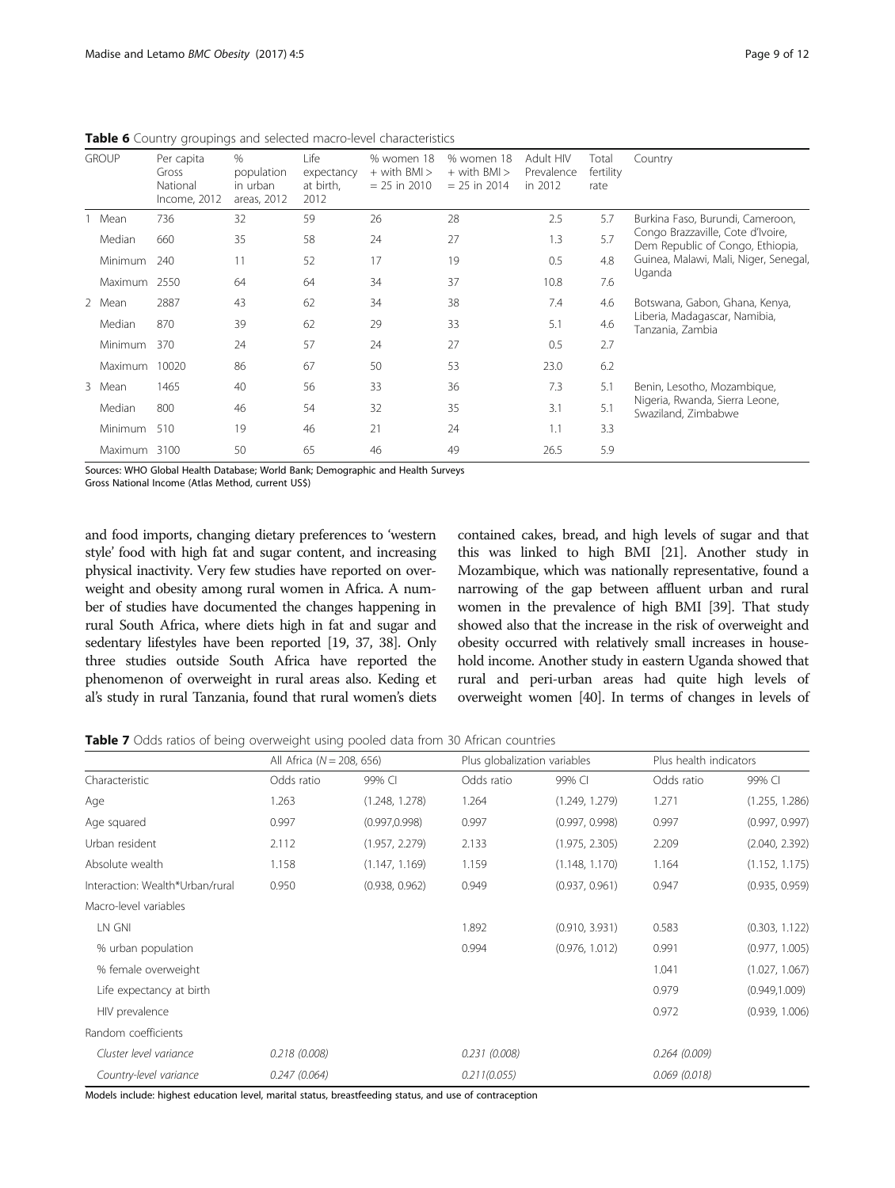**Table 6** Country groupings and selected macro-level characteristics

| GROUP | | Per capita Gross National Income, 2012 | % population in urban areas, 2012 | Life expectancy at birth, 2012 | % women 18 + with BMI > = 25 in 2010 | % women 18 + with BMI > = 25 in 2014 | Adult HIV Prevalence in 2012 | Total fertility rate | Country |
|---|---|---|---|---|---|---|---|---|---|
| 1 | Mean | 736 | 32 | 59 | 26 | 28 | 2.5 | 5.7 | Burkina Faso, Burundi, Cameroon, Congo Brazzaville, Cote d'Ivoire, Dem Republic of Congo, Ethiopia, Guinea, Malawi, Mali, Niger, Senegal, Uganda |
| | Median | 660 | 35 | 58 | 24 | 27 | 1.3 | 5.7 | |
| | Minimum | 240 | 11 | 52 | 17 | 19 | 0.5 | 4.8 | |
| | Maximum | 2550 | 64 | 64 | 34 | 37 | 10.8 | 7.6 | |
| 2 | Mean | 2887 | 43 | 62 | 34 | 38 | 7.4 | 4.6 | Botswana, Gabon, Ghana, Kenya, Liberia, Madagascar, Namibia, Tanzania, Zambia |
| | Median | 870 | 39 | 62 | 29 | 33 | 5.1 | 4.6 | |
| | Minimum | 370 | 24 | 57 | 24 | 27 | 0.5 | 2.7 | |
| | Maximum | 10020 | 86 | 67 | 50 | 53 | 23.0 | 6.2 | |
| 3 | Mean | 1465 | 40 | 56 | 33 | 36 | 7.3 | 5.1 | Benin, Lesotho, Mozambique, Nigeria, Rwanda, Sierra Leone, Swaziland, Zimbabwe |
| | Median | 800 | 46 | 54 | 32 | 35 | 3.1 | 5.1 | |
| | Minimum | 510 | 19 | 46 | 21 | 24 | 1.1 | 3.3 | |
| | Maximum | 3100 | 50 | 65 | 46 | 49 | 26.5 | 5.9 | |

Sources: WHO Global Health Database; World Bank; Demographic and Health Surveys
Gross National Income (Atlas Method, current US$)

and food imports, changing dietary preferences to 'western style' food with high fat and sugar content, and increasing physical inactivity. Very few studies have reported on overweight and obesity among rural women in Africa. A number of studies have documented the changes happening in rural South Africa, where diets high in fat and sugar and sedentary lifestyles have been reported [19, 37, 38]. Only three studies outside South Africa have reported the phenomenon of overweight in rural areas also. Keding et al's study in rural Tanzania, found that rural women's diets contained cakes, bread, and high levels of sugar and that this was linked to high BMI [21]. Another study in Mozambique, which was nationally representative, found a narrowing of the gap between affluent urban and rural women in the prevalence of high BMI [39]. That study showed also that the increase in the risk of overweight and obesity occurred with relatively small increases in household income. Another study in eastern Uganda showed that rural and peri-urban areas had quite high levels of overweight women [40]. In terms of changes in levels of

**Table 7** Odds ratios of being overweight using pooled data from 30 African countries

| | All Africa (N = 208, 656) | | Plus globalization variables | | Plus health indicators | |
|---|---|---|---|---|---|---|
| Characteristic | Odds ratio | 99% CI | Odds ratio | 99% CI | Odds ratio | 99% CI |
| Age | 1.263 | (1.248, 1.278) | 1.264 | (1.249, 1.279) | 1.271 | (1.255, 1.286) |
| Age squared | 0.997 | (0.997,0.998) | 0.997 | (0.997, 0.998) | 0.997 | (0.997, 0.997) |
| Urban resident | 2.112 | (1.957, 2.279) | 2.133 | (1.975, 2.305) | 2.209 | (2.040, 2.392) |
| Absolute wealth | 1.158 | (1.147, 1.169) | 1.159 | (1.148, 1.170) | 1.164 | (1.152, 1.175) |
| Interaction: Wealth*Urban/rural | 0.950 | (0.938, 0.962) | 0.949 | (0.937, 0.961) | 0.947 | (0.935, 0.959) |
| Macro-level variables | | | | | | |
| LN GNI | | | 1.892 | (0.910, 3.931) | 0.583 | (0.303, 1.122) |
| % urban population | | | 0.994 | (0.976, 1.012) | 0.991 | (0.977, 1.005) |
| % female overweight | | | | | 1.041 | (1.027, 1.067) |
| Life expectancy at birth | | | | | 0.979 | (0.949,1.009) |
| HIV prevalence | | | | | 0.972 | (0.939, 1.006) |
| Random coefficients | | | | | | |
| *Cluster level variance* | *0.218 (0.008)* | | *0.231 (0.008)* | | *0.264 (0.009)* | |
| *Country-level variance* | *0.247 (0.064)* | | *0.211(0.055)* | | *0.069 (0.018)* | |

Models include: highest education level, marital status, breastfeeding status, and use of contraception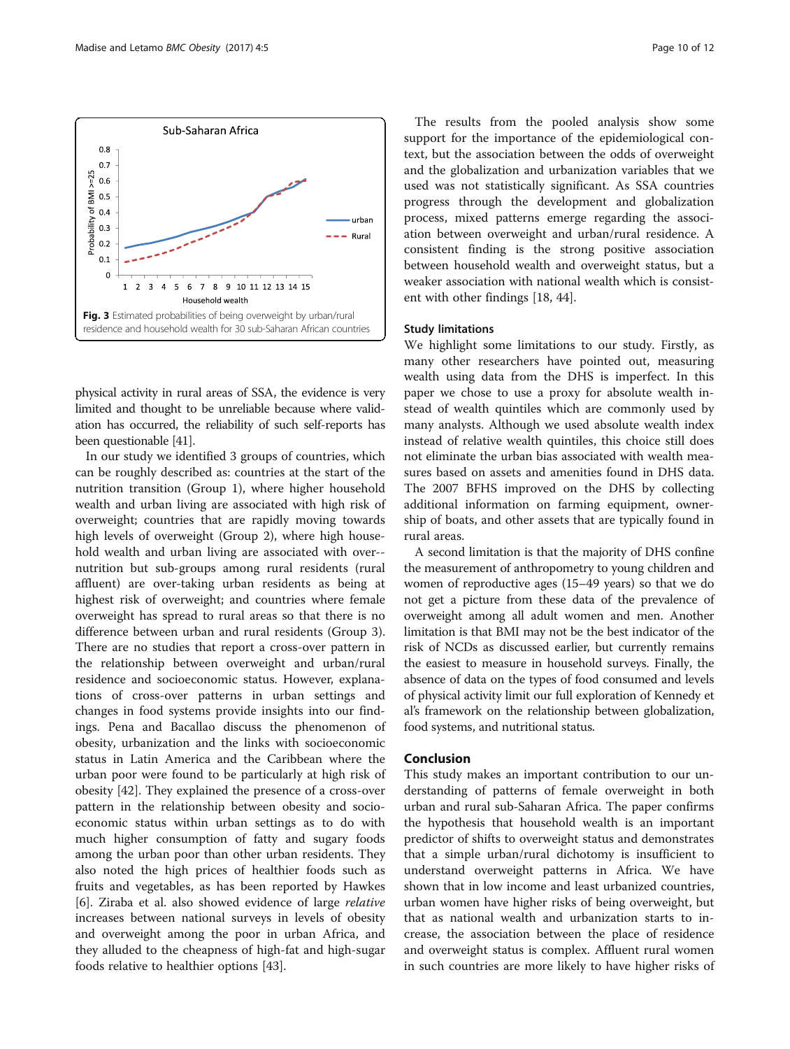Sub-Saharan Africa

0.8
0.7
0.6
0.5
0.4
0.3
0.2
0.1
0

Probability of BMI >=25

1 2 3 4 5 6 7 8 9 10 11 12 13 14 15

Household wealth

urban
Rural

**Fig. 3** Estimated probabilities of being overweight by urban/rural residence and household wealth for 30 sub-Saharan African countries

physical activity in rural areas of SSA, the evidence is very limited and thought to be unreliable because where validation has occurred, the reliability of such self-reports has been questionable [41].

In our study we identified 3 groups of countries, which can be roughly described as: countries at the start of the nutrition transition (Group 1), where higher household wealth and urban living are associated with high risk of overweight; countries that are rapidly moving towards high levels of overweight (Group 2), where high household wealth and urban living are associated with over-nutrition but sub-groups among rural residents (rural affluent) are over-taking urban residents as being at highest risk of overweight; and countries where female overweight has spread to rural areas so that there is no difference between urban and rural residents (Group 3). There are no studies that report a cross-over pattern in the relationship between overweight and urban/rural residence and socioeconomic status. However, explanations of cross-over patterns in urban settings and changes in food systems provide insights into our findings. Pena and Bacallao discuss the phenomenon of obesity, urbanization and the links with socioeconomic status in Latin America and the Caribbean where the urban poor were found to be particularly at high risk of obesity [42]. They explained the presence of a cross-over pattern in the relationship between obesity and socioeconomic status within urban settings as to do with much higher consumption of fatty and sugary foods among the urban poor than other urban residents. They also noted the high prices of healthier foods such as fruits and vegetables, as has been reported by Hawkes [6]. Ziraba et al. also showed evidence of large *relative* increases between national surveys in levels of obesity and overweight among the poor in urban Africa, and they alluded to the cheapness of high-fat and high-sugar foods relative to healthier options [43].

The results from the pooled analysis show some support for the importance of the epidemiological context, but the association between the odds of overweight and the globalization and urbanization variables that we used was not statistically significant. As SSA countries progress through the development and globalization process, mixed patterns emerge regarding the association between overweight and urban/rural residence. A consistent finding is the strong positive association between household wealth and overweight status, but a weaker association with national wealth which is consistent with other findings [18, 44].

### Study limitations

We highlight some limitations to our study. Firstly, as many other researchers have pointed out, measuring wealth using data from the DHS is imperfect. In this paper we chose to use a proxy for absolute wealth instead of wealth quintiles which are commonly used by many analysts. Although we used absolute wealth index instead of relative wealth quintiles, this choice still does not eliminate the urban bias associated with wealth measures based on assets and amenities found in DHS data. The 2007 BFHS improved on the DHS by collecting additional information on farming equipment, ownership of boats, and other assets that are typically found in rural areas.

A second limitation is that the majority of DHS confine the measurement of anthropometry to young children and women of reproductive ages (15–49 years) so that we do not get a picture from these data of the prevalence of overweight among all adult women and men. Another limitation is that BMI may not be the best indicator of the risk of NCDs as discussed earlier, but currently remains the easiest to measure in household surveys. Finally, the absence of data on the types of food consumed and levels of physical activity limit our full exploration of Kennedy et al's framework on the relationship between globalization, food systems, and nutritional status.

## Conclusion

This study makes an important contribution to our understanding of patterns of female overweight in both urban and rural sub-Saharan Africa. The paper confirms the hypothesis that household wealth is an important predictor of shifts to overweight status and demonstrates that a simple urban/rural dichotomy is insufficient to understand overweight patterns in Africa. We have shown that in low income and least urbanized countries, urban women have higher risks of being overweight, but that as national wealth and urbanization starts to increase, the association between the place of residence and overweight status is complex. Affluent rural women in such countries are more likely to have higher risks of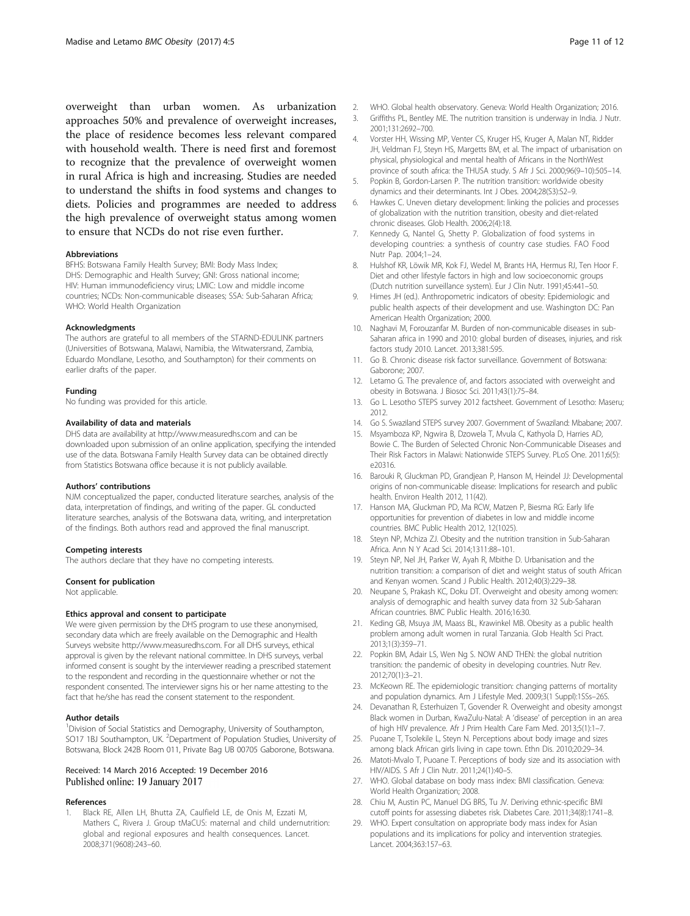overweight than urban women. As urbanization approaches 50% and prevalence of overweight increases, the place of residence becomes less relevant compared with household wealth. There is need first and foremost to recognize that the prevalence of overweight women in rural Africa is high and increasing. Studies are needed to understand the shifts in food systems and changes to diets. Policies and programmes are needed to address the high prevalence of overweight status among women to ensure that NCDs do not rise even further.

#### Abbreviations

BFHS: Botswana Family Health Survey; BMI: Body Mass Index; DHS: Demographic and Health Survey; GNI: Gross national income; HIV: Human immunodeficiency virus; LMIC: Low and middle income countries; NCDs: Non-communicable diseases; SSA: Sub-Saharan Africa; WHO: World Health Organization

#### Acknowledgments

The authors are grateful to all members of the STARND-EDULINK partners (Universities of Botswana, Malawi, Namibia, the Witwatersrand, Zambia, Eduardo Mondlane, Lesotho, and Southampton) for their comments on earlier drafts of the paper.

#### Funding

No funding was provided for this article.

#### Availability of data and materials

DHS data are availability at http://www.measuredhs.com and can be downloaded upon submission of an online application, specifying the intended use of the data. Botswana Family Health Survey data can be obtained directly from Statistics Botswana office because it is not publicly available.

#### Authors' contributions

NJM conceptualized the paper, conducted literature searches, analysis of the data, interpretation of findings, and writing of the paper. GL conducted literature searches, analysis of the Botswana data, writing, and interpretation of the findings. Both authors read and approved the final manuscript.

#### Competing interests

The authors declare that they have no competing interests.

#### Consent for publication

Not applicable.

#### Ethics approval and consent to participate

We were given permission by the DHS program to use these anonymised, secondary data which are freely available on the Demographic and Health Surveys website http://www.measuredhs.com. For all DHS surveys, ethical approval is given by the relevant national committee. In DHS surveys, verbal informed consent is sought by the interviewer reading a prescribed statement to the respondent and recording in the questionnaire whether or not the respondent consented. The interviewer signs his or her name attesting to the fact that he/she has read the consent statement to the respondent.

#### Author details

[1]Division of Social Statistics and Demography, University of Southampton, SO17 1BJ Southampton, UK. [2]Department of Population Studies, University of Botswana, Block 242B Room 011, Private Bag UB 00705 Gaborone, Botswana.

Received: 14 March 2016 Accepted: 19 December 2016
Published online: 19 January 2017

#### References

1. Black RE, Allen LH, Bhutta ZA, Caulfield LE, de Onis M, Ezzati M, Mathers C, Rivera J. Group tMaCUS: maternal and child undernutrition: global and regional exposures and health consequences. Lancet. 2008;371(9608):243–60.
2. WHO. Global health observatory. Geneva: World Health Organization; 2016.
3. Griffiths PL, Bentley ME. The nutrition transition is underway in India. J Nutr. 2001;131:2692–700.
4. Vorster HH, Wissing MP, Venter CS, Kruger HS, Kruger A, Malan NT, Ridder JH, Veldman FJ, Steyn HS, Margetts BM, et al. The impact of urbanisation on physical, physiological and mental health of Africans in the NorthWest province of south africa: the THUSA study. S Afr J Sci. 2000;96(9–10):505–14.
5. Popkin B, Gordon-Larsen P. The nutrition transition: worldwide obesity dynamics and their determinants. Int J Obes. 2004;28(S3):S2–9.
6. Hawkes C. Uneven dietary development: linking the policies and processes of globalization with the nutrition transition, obesity and diet-related chronic diseases. Glob Health. 2006;2(4):18.
7. Kennedy G, Nantel G, Shetty P. Globalization of food systems in developing countries: a synthesis of country case studies. FAO Food Nutr Pap. 2004;1–24.
8. Hulshof KR, Löwik MR, Kok FJ, Wedel M, Brants HA, Hermus RJ, Ten Hoor F. Diet and other lifestyle factors in high and low socioeconomic groups (Dutch nutrition surveillance system). Eur J Clin Nutr. 1991;45:441–50.
9. Himes JH (ed.). Anthropometric indicators of obesity: Epidemiologic and public health aspects of their development and use. Washington DC: Pan American Health Organization; 2000.
10. Naghavi M, Forouzanfar M. Burden of non-communicable diseases in sub-Saharan africa in 1990 and 2010: global burden of diseases, injuries, and risk factors study 2010. Lancet. 2013;381:S95.
11. Go B. Chronic disease risk factor surveillance. Government of Botswana: Gaborone; 2007.
12. Letamo G. The prevalence of, and factors associated with overweight and obesity in Botswana. J Biosoc Sci. 2011;43(1):75–84.
13. Go L. Lesotho STEPS survey 2012 factsheet. Government of Lesotho: Maseru; 2012.
14. Go S. Swaziland STEPS survey 2007. Government of Swaziland: Mbabane; 2007.
15. Msyamboza KP, Ngwira B, Dzowela T, Mvula C, Kathyola D, Harries AD, Bowie C. The Burden of Selected Chronic Non-Communicable Diseases and Their Risk Factors in Malawi: Nationwide STEPS Survey. PLoS One. 2011;6(5): e20316.
16. Barouki R, Gluckman PD, Grandjean P, Hanson M, Heindel JJ: Developmental origins of non-communicable disease: Implications for research and public health. Environ Health 2012, 11(42).
17. Hanson MA, Gluckman PD, Ma RCW, Matzen P, Biesma RG: Early life opportunities for prevention of diabetes in low and middle income countries. BMC Public Health 2012, 12(1025).
18. Steyn NP, Mchiza ZJ. Obesity and the nutrition transition in Sub-Saharan Africa. Ann N Y Acad Sci. 2014;1311:88–101.
19. Steyn NP, Nel JH, Parker W, Ayah R, Mbithe D. Urbanisation and the nutrition transition: a comparison of diet and weight status of south African and Kenyan women. Scand J Public Health. 2012;40(3):229–38.
20. Neupane S, Prakash KC, Doku DT. Overweight and obesity among women: analysis of demographic and health survey data from 32 Sub-Saharan African countries. BMC Public Health. 2016;16:30.
21. Keding GB, Msuya JM, Maass BL, Krawinkel MB. Obesity as a public health problem among adult women in rural Tanzania. Glob Health Sci Pract. 2013;1(3):359–71.
22. Popkin BM, Adair LS, Wen Ng S. NOW AND THEN: the global nutrition transition: the pandemic of obesity in developing countries. Nutr Rev. 2012;70(1):3–21.
23. McKeown RE. The epidemiologic transition: changing patterns of mortality and population dynamics. Am J Lifestyle Med. 2009;3(1 Suppl):1SSs–26S.
24. Devanathan R, Esterhuizen T, Govender R. Overweight and obesity amongst Black women in Durban, KwaZulu-Natal: A 'disease' of perception in an area of high HIV prevalence. Afr J Prim Health Care Fam Med. 2013;5(1):1–7.
25. Puoane T, Tsolekile L, Steyn N. Perceptions about body image and sizes among black African girls living in cape town. Ethn Dis. 2010;20:29–34.
26. Matoti-Mvalo T, Puoane T. Perceptions of body size and its association with HIV/AIDS. S Afr J Clin Nutr. 2011;24(1):40–5.
27. WHO. Global database on body mass index: BMI classification. Geneva: World Health Organization; 2008.
28. Chiu M, Austin PC, Manuel DG BRS, Tu JV. Deriving ethnic-specific BMI cutoff points for assessing diabetes risk. Diabetes Care. 2011;34(8):1741–8.
29. WHO. Expert consultation on appropriate body mass index for Asian populations and its implications for policy and intervention strategies. Lancet. 2004;363:157–63.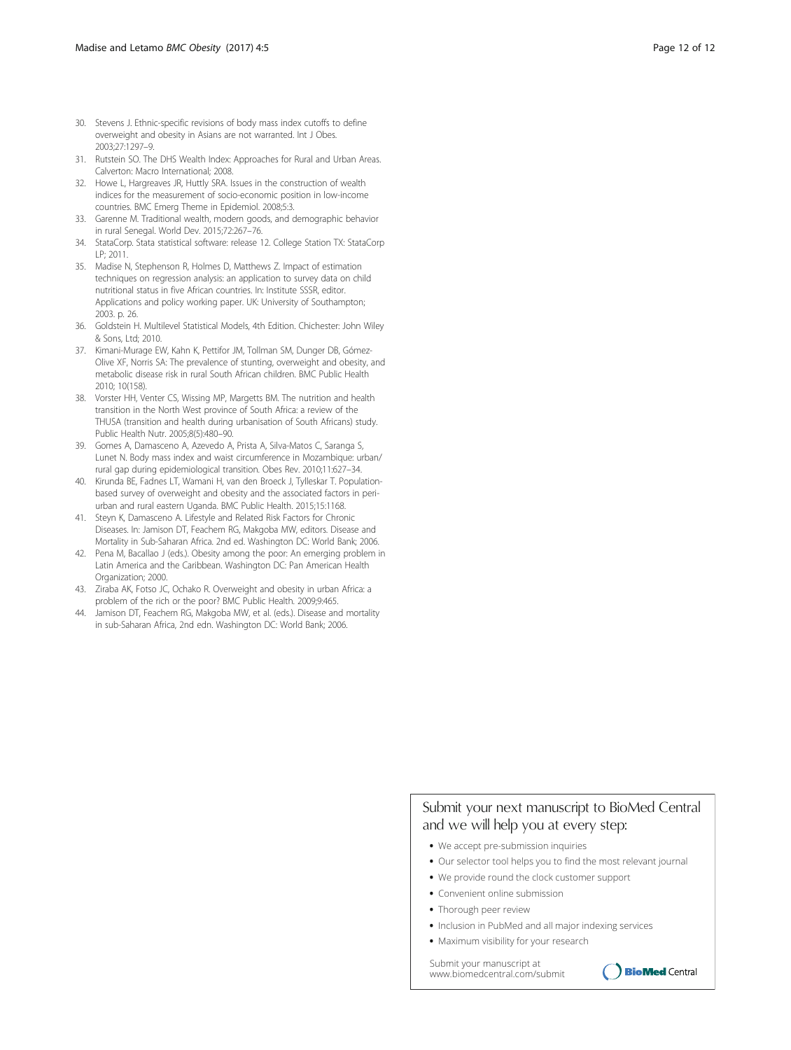30. Stevens J. Ethnic-specific revisions of body mass index cutoffs to define overweight and obesity in Asians are not warranted. Int J Obes. 2003;27:1297–9.
31. Rutstein SO. The DHS Wealth Index: Approaches for Rural and Urban Areas. Calverton: Macro International; 2008.
32. Howe L, Hargreaves JR, Huttly SRA. Issues in the construction of wealth indices for the measurement of socio-economic position in low-income countries. BMC Emerg Theme in Epidemiol. 2008;5:3.
33. Garenne M. Traditional wealth, modern goods, and demographic behavior in rural Senegal. World Dev. 2015;72:267–76.
34. StataCorp. Stata statistical software: release 12. College Station TX: StataCorp LP; 2011.
35. Madise N, Stephenson R, Holmes D, Matthews Z. Impact of estimation techniques on regression analysis: an application to survey data on child nutritional status in five African countries. In: Institute SSSR, editor. Applications and policy working paper. UK: University of Southampton; 2003. p. 26.
36. Goldstein H. Multilevel Statistical Models, 4th Edition. Chichester: John Wiley & Sons, Ltd; 2010.
37. Kimani-Murage EW, Kahn K, Pettifor JM, Tollman SM, Dunger DB, Gómez-Olive XF, Norris SA: The prevalence of stunting, overweight and obesity, and metabolic disease risk in rural South African children. BMC Public Health 2010; 10(158).
38. Vorster HH, Venter CS, Wissing MP, Margetts BM. The nutrition and health transition in the North West province of South Africa: a review of the THUSA (transition and health during urbanisation of South Africans) study. Public Health Nutr. 2005;8(5):480–90.
39. Gomes A, Damasceno A, Azevedo A, Prista A, Silva-Matos C, Saranga S, Lunet N. Body mass index and waist circumference in Mozambique: urban/rural gap during epidemiological transition. Obes Rev. 2010;11:627–34.
40. Kirunda BE, Fadnes LT, Wamani H, van den Broeck J, Tylleskar T. Population-based survey of overweight and obesity and the associated factors in peri-urban and rural eastern Uganda. BMC Public Health. 2015;15:1168.
41. Steyn K, Damasceno A. Lifestyle and Related Risk Factors for Chronic Diseases. In: Jamison DT, Feachem RG, Makgoba MW, editors. Disease and Mortality in Sub-Saharan Africa. 2nd ed. Washington DC: World Bank; 2006.
42. Pena M, Bacallao J (eds.). Obesity among the poor: An emerging problem in Latin America and the Caribbean. Washington DC: Pan American Health Organization; 2000.
43. Ziraba AK, Fotso JC, Ochako R. Overweight and obesity in urban Africa: a problem of the rich or the poor? BMC Public Health. 2009;9:465.
44. Jamison DT, Feachem RG, Makgoba MW, et al. (eds.). Disease and mortality in sub-Saharan Africa, 2nd edn. Washington DC: World Bank; 2006.

Submit your next manuscript to BioMed Central and we will help you at every step:

- We accept pre-submission inquiries
- Our selector tool helps you to find the most relevant journal
- We provide round the clock customer support
- Convenient online submission
- Thorough peer review
- Inclusion in PubMed and all major indexing services
- Maximum visibility for your research

Submit your manuscript at
www.biomedcentral.com/submit

BioMed Central